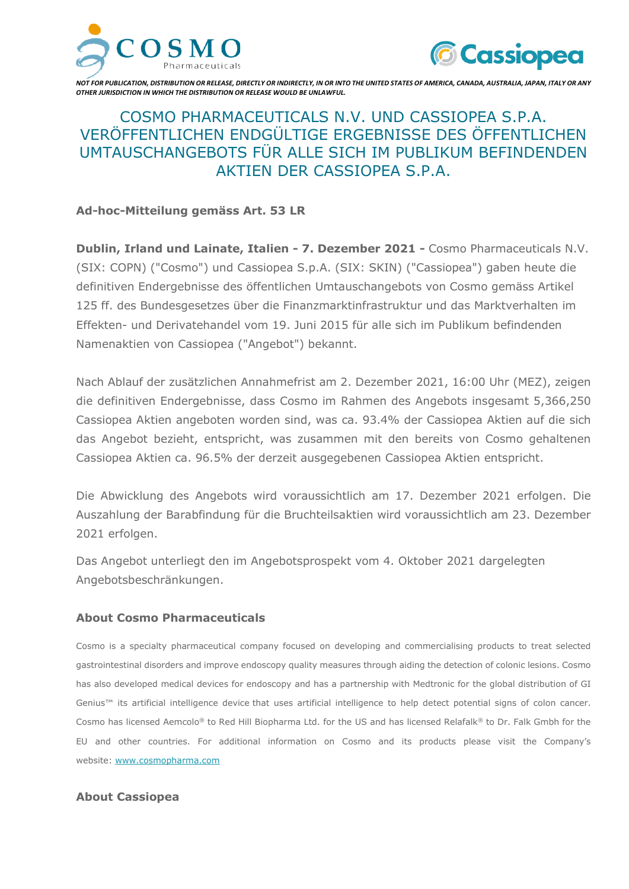*NOT FOR PUBLICATION, DISTRIBUTION OR RELEASE, DIRECTLY OR INDIRECTLY, IN OR INTO THE UNITED STATES OF AMERICA, CANADA, AUSTRALIA, JAPAN, ITALY OR ANY OTHER JURISDICTION IN WHICH THE DISTRIBUTION OR RELEASE WOULD BE UNLAWFUL.*

# COSMO PHARMACEUTICALS N.V. UND CASSIOPEA S.P.A. VERÖFFENTLICHEN ENDGÜLTIGE ERGEBNISSE DES ÖFFENTLICHEN UMTAUSCHANGEBOTS FÜR ALLE SICH IM PUBLIKUM BEFINDENDEN AKTIEN DER CASSIOPEA S.P.A.

**Ad-hoc-Mitteilung gemäss Art. 53 LR**

**Dublin, Irland und Lainate, Italien - 7. Dezember 2021 -** Cosmo Pharmaceuticals N.V. (SIX: COPN) ("Cosmo") und Cassiopea S.p.A. (SIX: SKIN) ("Cassiopea") gaben heute die definitiven Endergebnisse des öffentlichen Umtauschangebots von Cosmo gemäss Artikel 125 ff. des Bundesgesetzes über die Finanzmarktinfrastruktur und das Marktverhalten im Effekten- und Derivatehandel vom 19. Juni 2015 für alle sich im Publikum befindenden Namenaktien von Cassiopea ("Angebot") bekannt.

Nach Ablauf der zusätzlichen Annahmefrist am 2. Dezember 2021, 16:00 Uhr (MEZ), zeigen die definitiven Endergebnisse, dass Cosmo im Rahmen des Angebots insgesamt 5,366,250 Cassiopea Aktien angeboten worden sind, was ca. 93.4% der Cassiopea Aktien auf die sich das Angebot bezieht, entspricht, was zusammen mit den bereits von Cosmo gehaltenen Cassiopea Aktien ca. 96.5% der derzeit ausgegebenen Cassiopea Aktien entspricht.

Die Abwicklung des Angebots wird voraussichtlich am 17. Dezember 2021 erfolgen. Die Auszahlung der Barabfindung für die Bruchteilsaktien wird voraussichtlich am 23. Dezember 2021 erfolgen.

Das Angebot unterliegt den im Angebotsprospekt vom 4. Oktober 2021 dargelegten Angebotsbeschränkungen.

### About Cosmo Pharmaceuticals

Cosmo is a specialty pharmaceutical company focused on developing and commercialising products to treat selected gastrointestinal disorders and improve endoscopy quality measures through aiding the detection of colonic lesions. Cosmo has also developed medical devices for endoscopy and has a partnership with Medtronic for the global distribution of GI Genius™ its artificial intelligence device that uses artificial intelligence to help detect potential signs of colon cancer. Cosmo has licensed Aemcolo® to Red Hill Biopharma Ltd. for the US and has licensed Relafalk® to Dr. Falk Gmbh for the EU and other countries. For additional information on Cosmo and its products please visit the Company's website: www.cosmopharma.com

### About Cassiopea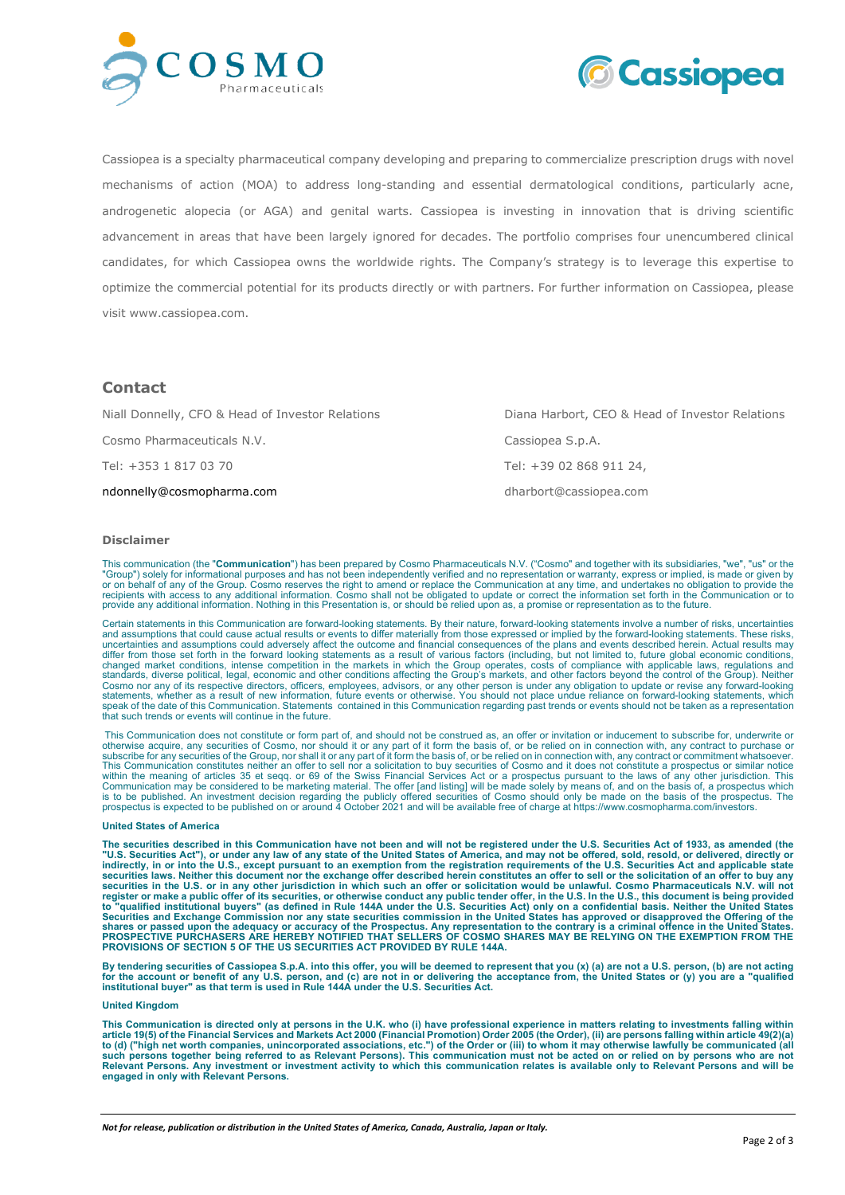Cassiopea is a specialty pharmaceutical company developing and preparing to commercialize prescription drugs with novel mechanisms of action (MOA) to address long-standing and essential dermatological conditions, particularly acne, androgenetic alopecia (or AGA) and genital warts. Cassiopea is investing in innovation that is driving scientific advancement in areas that have been largely ignored for decades. The portfolio comprises four unencumbered clinical candidates, for which Cassiopea owns the worldwide rights. The Company's strategy is to leverage this expertise to optimize the commercial potential for its products directly or with partners. For further information on Cassiopea, please visit www.cassiopea.com.

## Contact

Niall Donnelly, CFO & Head of Investor Relations
Cosmo Pharmaceuticals N.V.
Tel: +353 1 817 03 70
ndonnelly@cosmopharma.com

Diana Harbort, CEO & Head of Investor Relations
Cassiopea S.p.A.
Tel: +39 02 868 911 24,
dharbort@cassiopea.com

### Disclaimer

This communication (the "**Communication**") has been prepared by Cosmo Pharmaceuticals N.V. ("Cosmo" and together with its subsidiaries, "we", "us" or the "Group") solely for informational purposes and has not been independently verified and no representation or warranty, express or implied, is made or given by or on behalf of any of the Group. Cosmo reserves the right to amend or replace the Communication at any time, and undertakes no obligation to provide the recipients with access to any additional information. Cosmo shall not be obligated to update or correct the information set forth in the Communication or to provide any additional information. Nothing in this Presentation is, or should be relied upon as, a promise or representation as to the future.

Certain statements in this Communication are forward-looking statements. By their nature, forward-looking statements involve a number of risks, uncertainties and assumptions that could cause actual results or events to differ materially from those expressed or implied by the forward-looking statements. These risks, uncertainties and assumptions could adversely affect the outcome and financial consequences of the plans and events described herein. Actual results may differ from those set forth in the forward looking statements as a result of various factors (including, but not limited to, future global economic conditions, changed market conditions, intense competition in the markets in which the Group operates, costs of compliance with applicable laws, regulations and standards, diverse political, legal, economic and other conditions affecting the Group's markets, and other factors beyond the control of the Group). Neither Cosmo nor any of its respective directors, officers, employees, advisors, or any other person is under any obligation to update or revise any forward-looking statements, whether as a result of new information, future events or otherwise. You should not place undue reliance on forward-looking statements, which speak of the date of this Communication. Statements contained in this Communication regarding past trends or events should not be taken as a representation that such trends or events will continue in the future.

This Communication does not constitute or form part of, and should not be construed as, an offer or invitation or inducement to subscribe for, underwrite or otherwise acquire, any securities of Cosmo, nor should it or any part of it form the basis of, or be relied on in connection with, any contract to purchase or subscribe for any securities of the Group, nor shall it or any part of it form the basis of, or be relied on in connection with, any contract or commitment whatsoever. This Communication constitutes neither an offer to sell nor a solicitation to buy securities of Cosmo and it does not constitute a prospectus or similar notice within the meaning of articles 35 et seqq. or 69 of the Swiss Financial Services Act or a prospectus pursuant to the laws of any other jurisdiction. This Communication may be considered to be marketing material. The offer [and listing] will be made solely by means of, and on the basis of, a prospectus which is to be published. An investment decision regarding the publicly offered securities of Cosmo should only be made on the basis of the prospectus. The prospectus is expected to be published on or around 4 October 2021 and will be available free of charge at https://www.cosmopharma.com/investors.

**United States of America**

**The securities described in this Communication have not been and will not be registered under the U.S. Securities Act of 1933, as amended (the "U.S. Securities Act"), or under any law of any state of the United States of America, and may not be offered, sold, resold, or delivered, directly or indirectly, in or into the U.S., except pursuant to an exemption from the registration requirements of the U.S. Securities Act and applicable state securities laws. Neither this document nor the exchange offer described herein constitutes an offer to sell or the solicitation of an offer to buy any securities in the U.S. or in any other jurisdiction in which such an offer or solicitation would be unlawful. Cosmo Pharmaceuticals N.V. will not register or make a public offer of its securities, or otherwise conduct any public tender offer, in the U.S. In the U.S., this document is being provided to "qualified institutional buyers" (as defined in Rule 144A under the U.S. Securities Act) only on a confidential basis. Neither the United States Securities and Exchange Commission nor any state securities commission in the United States has approved or disapproved the Offering of the shares or passed upon the adequacy or accuracy of the Prospectus. Any representation to the contrary is a criminal offence in the United States. PROSPECTIVE PURCHASERS ARE HEREBY NOTIFIED THAT SELLERS OF COSMO SHARES MAY BE RELYING ON THE EXEMPTION FROM THE PROVISIONS OF SECTION 5 OF THE US SECURITIES ACT PROVIDED BY RULE 144A.**

**By tendering securities of Cassiopea S.p.A. into this offer, you will be deemed to represent that you (x) (a) are not a U.S. person, (b) are not acting for the account or benefit of any U.S. person, and (c) are not in or delivering the acceptance from, the United States or (y) you are a "qualified institutional buyer" as that term is used in Rule 144A under the U.S. Securities Act.**

**United Kingdom**

**This Communication is directed only at persons in the U.K. who (i) have professional experience in matters relating to investments falling within article 19(5) of the Financial Services and Markets Act 2000 (Financial Promotion) Order 2005 (the Order), (ii) are persons falling within article 49(2)(a) to (d) ("high net worth companies, unincorporated associations, etc.") of the Order or (iii) to whom it may otherwise lawfully be communicated (all such persons together being referred to as Relevant Persons). This communication must not be acted on or relied on by persons who are not Relevant Persons. Any investment or investment activity to which this communication relates is available only to Relevant Persons and will be engaged in only with Relevant Persons.**

*Not for release, publication or distribution in the United States of America, Canada, Australia, Japan or Italy.*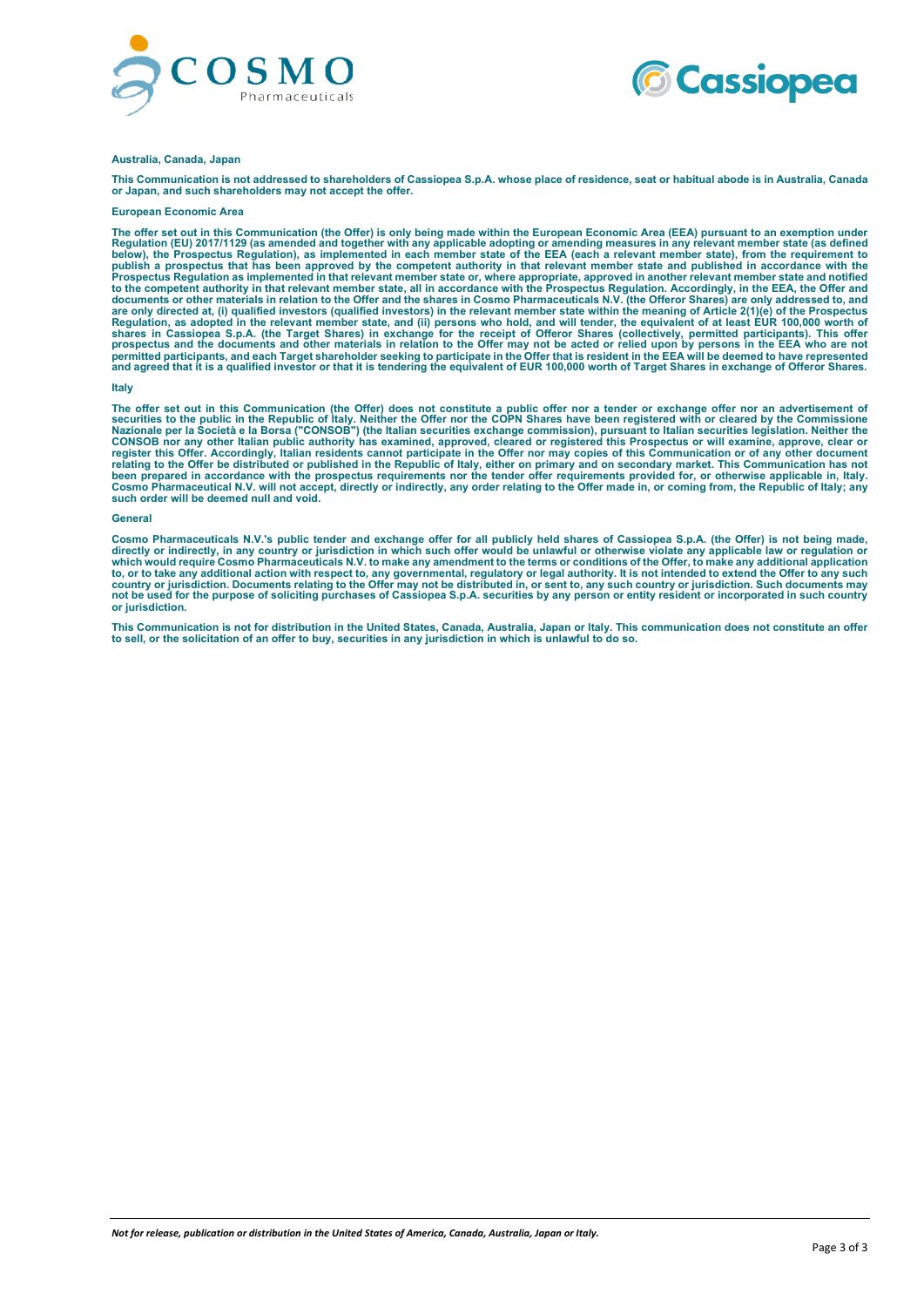**Australia, Canada, Japan**

**This Communication is not addressed to shareholders of Cassiopea S.p.A. whose place of residence, seat or habitual abode is in Australia, Canada or Japan, and such shareholders may not accept the offer.**

**European Economic Area**

**The offer set out in this Communication (the Offer) is only being made within the European Economic Area (EEA) pursuant to an exemption under Regulation (EU) 2017/1129 (as amended and together with any applicable adopting or amending measures in any relevant member state (as defined below), the Prospectus Regulation), as implemented in each member state of the EEA (each a relevant member state), from the requirement to publish a prospectus that has been approved by the competent authority in that relevant member state and published in accordance with the Prospectus Regulation as implemented in that relevant member state or, where appropriate, approved in another relevant member state and notified to the competent authority in that relevant member state, all in accordance with the Prospectus Regulation. Accordingly, in the EEA, the Offer and documents or other materials in relation to the Offer and the shares in Cosmo Pharmaceuticals N.V. (the Offeror Shares) are only addressed to, and are only directed at, (i) qualified investors (qualified investors) in the relevant member state within the meaning of Article 2(1)(e) of the Prospectus Regulation, as adopted in the relevant member state, and (ii) persons who hold, and will tender, the equivalent of at least EUR 100,000 worth of shares in Cassiopea S.p.A. (the Target Shares) in exchange for the receipt of Offeror Shares (collectively, permitted participants). This offer prospectus and the documents and other materials in relation to the Offer may not be acted or relied upon by persons in the EEA who are not permitted participants, and each Target shareholder seeking to participate in the Offer that is resident in the EEA will be deemed to have represented and agreed that it is a qualified investor or that it is tendering the equivalent of EUR 100,000 worth of Target Shares in exchange for Offeror Shares.**

**Italy**

**The offer set out in this Communication (the Offer) does not constitute a public offer nor a tender or exchange offer nor an advertisement of securities to the public in the Republic of Italy. Neither the Offer nor the COPN Shares have been registered with or cleared by the Commissione Nazionale per la Società e la Borsa ("CONSOB") (the Italian securities exchange commission), pursuant to Italian securities legislation. Neither the CONSOB nor any other Italian public authority has examined, approved, cleared or registered this Prospectus or will examine, approve, clear or register this Offer. Accordingly, Italian residents cannot participate in the Offer nor may copies of this Communication or of any other document relating to the Offer be distributed or published in the Republic of Italy, either on primary and on secondary market. This Communication has not been prepared in accordance with the prospectus requirements nor the tender offer requirements provided for, or otherwise applicable in, Italy. Cosmo Pharmaceutical N.V. will not accept, directly or indirectly, any order relating to the Offer made in, or coming from, the Republic of Italy; any such order will be deemed null and void.**

**General**

**Cosmo Pharmaceuticals N.V.'s public tender and exchange offer for all publicly held shares of Cassiopea S.p.A. (the Offer) is not being made, directly or indirectly, in any country or jurisdiction in which such offer would be unlawful or otherwise violate any applicable law or regulation or which would require Cosmo Pharmaceuticals N.V. to make any amendment to the terms or conditions of the Offer, to make any additional application to, or to take any additional action with respect to, any governmental, regulatory or legal authority. It is not intended to extend the Offer to any such country or jurisdiction. Documents relating to the Offer may not be distributed in, or sent to, any such country or jurisdiction. Such documents may not be used for the purpose of soliciting purchases of Cassiopea S.p.A. securities by any person or entity resident or incorporated in such country or jurisdiction.**

**This Communication is not for distribution in the United States, Canada, Australia, Japan or Italy. This communication does not constitute an offer to sell, or the solicitation of an offer to buy, securities in any jurisdiction in which is unlawful to do so.**